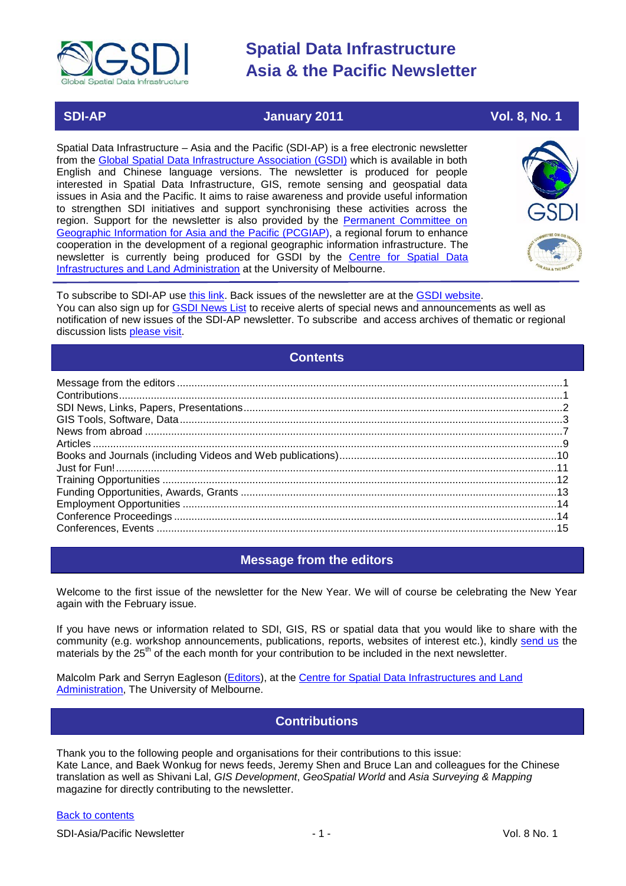# Spatial Data Infrastructure Asia & the Pacific Newsletter

**SDI-AP** | **January 2011** | **Vol. 8, No. 1**

Spatial Data Infrastructure – Asia and the Pacific (SDI-AP) is a free electronic newsletter from the Global Spatial Data Infrastructure Association (GSDI) which is available in both English and Chinese language versions. The newsletter is produced for people interested in Spatial Data Infrastructure, GIS, remote sensing and geospatial data issues in Asia and the Pacific. It aims to raise awareness and provide useful information to strengthen SDI initiatives and support synchronising these activities across the region. Support for the newsletter is also provided by the Permanent Committee on Geographic Information for Asia and the Pacific (PCGIAP), a regional forum to enhance cooperation in the development of a regional geographic information infrastructure. The newsletter is currently being produced for GSDI by the Centre for Spatial Data Infrastructures and Land Administration at the University of Melbourne.

To subscribe to SDI-AP use this link. Back issues of the newsletter are at the GSDI website.
You can also sign up for GSDI News List to receive alerts of special news and announcements as well as notification of new issues of the SDI-AP newsletter. To subscribe and access archives of thematic or regional discussion lists please visit.

## Contents

- Message from the editors ....1
- Contributions ....1
- SDI News, Links, Papers, Presentations ....2
- GIS Tools, Software, Data ....3
- News from abroad ....7
- Articles ....9
- Books and Journals (including Videos and Web publications) ....10
- Just for Fun! ....11
- Training Opportunities ....12
- Funding Opportunities, Awards, Grants ....13
- Employment Opportunities ....14
- Conference Proceedings ....14
- Conferences, Events ....15

## Message from the editors

Welcome to the first issue of the newsletter for the New Year. We will of course be celebrating the New Year again with the February issue.

If you have news or information related to SDI, GIS, RS or spatial data that you would like to share with the community (e.g. workshop announcements, publications, reports, websites of interest etc.), kindly send us the materials by the 25th of the each month for your contribution to be included in the next newsletter.

Malcolm Park and Serryn Eagleson (Editors), at the Centre for Spatial Data Infrastructures and Land Administration, The University of Melbourne.

## Contributions

Thank you to the following people and organisations for their contributions to this issue:
Kate Lance, and Baek Wonkug for news feeds, Jeremy Shen and Bruce Lan and colleagues for the Chinese translation as well as Shivani Lal, *GIS Development*, *GeoSpatial World* and *Asia Surveying & Mapping* magazine for directly contributing to the newsletter.

Back to contents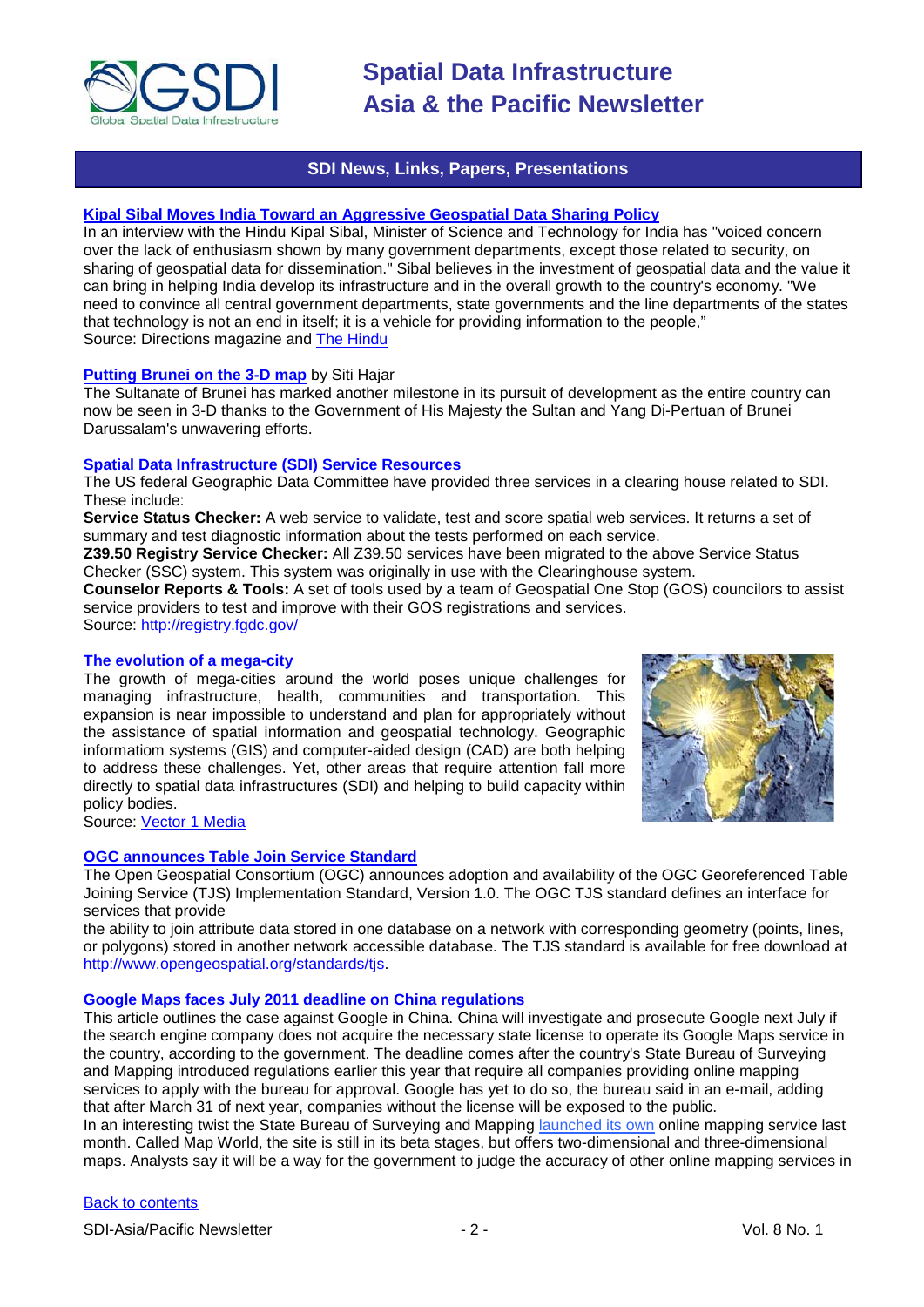## SDI News, Links, Papers, Presentations

### Kipal Sibal Moves India Toward an Aggressive Geospatial Data Sharing Policy

In an interview with the Hindu Kipal Sibal, Minister of Science and Technology for India has "voiced concern over the lack of enthusiasm shown by many government departments, except those related to security, on sharing of geospatial data for dissemination." Sibal believes in the investment of geospatial data and the value it can bring in helping India develop its infrastructure and in the overall growth to the country's economy. "We need to convince all central government departments, state governments and the line departments of the states that technology is not an end in itself; it is a vehicle for providing information to the people,"
Source: Directions magazine and The Hindu

### Putting Brunei on the 3-D map by Siti Hajar

The Sultanate of Brunei has marked another milestone in its pursuit of development as the entire country can now be seen in 3-D thanks to the Government of His Majesty the Sultan and Yang Di-Pertuan of Brunei Darussalam's unwavering efforts.

### Spatial Data Infrastructure (SDI) Service Resources

The US federal Geographic Data Committee have provided three services in a clearing house related to SDI. These include:

**Service Status Checker:** A web service to validate, test and score spatial web services. It returns a set of summary and test diagnostic information about the tests performed on each service.

**Z39.50 Registry Service Checker:** All Z39.50 services have been migrated to the above Service Status Checker (SSC) system. This system was originally in use with the Clearinghouse system.

**Counselor Reports & Tools:** A set of tools used by a team of Geospatial One Stop (GOS) councilors to assist service providers to test and improve with their GOS registrations and services.

Source: http://registry.fgdc.gov/

### The evolution of a mega-city

The growth of mega-cities around the world poses unique challenges for managing infrastructure, health, communities and transportation. This expansion is near impossible to understand and plan for appropriately without the assistance of spatial information and geospatial technology. Geographic informatiom systems (GIS) and computer-aided design (CAD) are both helping to address these challenges. Yet, other areas that require attention fall more directly to spatial data infrastructures (SDI) and helping to build capacity within policy bodies.
Source: Vector 1 Media

### OGC announces Table Join Service Standard

The Open Geospatial Consortium (OGC) announces adoption and availability of the OGC Georeferenced Table Joining Service (TJS) Implementation Standard, Version 1.0. The OGC TJS standard defines an interface for services that provide the ability to join attribute data stored in one database on a network with corresponding geometry (points, lines, or polygons) stored in another network accessible database. The TJS standard is available for free download at http://www.opengeospatial.org/standards/tjs.

### Google Maps faces July 2011 deadline on China regulations

This article outlines the case against Google in China. China will investigate and prosecute Google next July if the search engine company does not acquire the necessary state license to operate its Google Maps service in the country, according to the government. The deadline comes after the country's State Bureau of Surveying and Mapping introduced regulations earlier this year that require all companies providing online mapping services to apply with the bureau for approval. Google has yet to do so, the bureau said in an e-mail, adding that after March 31 of next year, companies without the license will be exposed to the public.

In an interesting twist the State Bureau of Surveying and Mapping launched its own online mapping service last month. Called Map World, the site is still in its beta stages, but offers two-dimensional and three-dimensional maps. Analysts say it will be a way for the government to judge the accuracy of other online mapping services in

Back to contents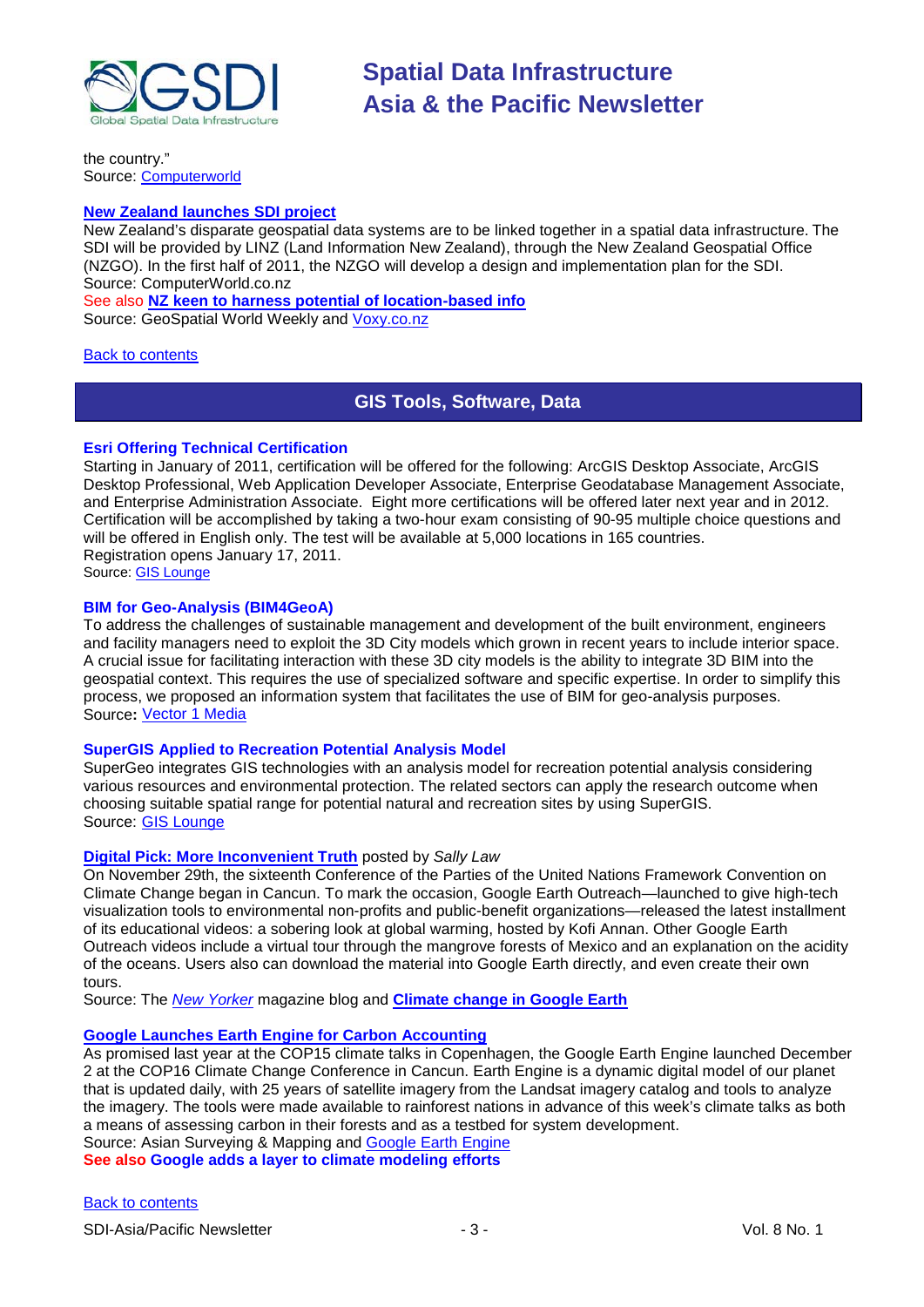the country."
Source: Computerworld

**New Zealand launches SDI project**
New Zealand's disparate geospatial data systems are to be linked together in a spatial data infrastructure. The SDI will be provided by LINZ (Land Information New Zealand), through the New Zealand Geospatial Office (NZGO). In the first half of 2011, the NZGO will develop a design and implementation plan for the SDI.
Source: ComputerWorld.co.nz
See also **NZ keen to harness potential of location-based info**
Source: GeoSpatial World Weekly and Voxy.co.nz

Back to contents

## GIS Tools, Software, Data

**Esri Offering Technical Certification**
Starting in January of 2011, certification will be offered for the following: ArcGIS Desktop Associate, ArcGIS Desktop Professional, Web Application Developer Associate, Enterprise Geodatabase Management Associate, and Enterprise Administration Associate. Eight more certifications will be offered later next year and in 2012. Certification will be accomplished by taking a two-hour exam consisting of 90-95 multiple choice questions and will be offered in English only. The test will be available at 5,000 locations in 165 countries.
Registration opens January 17, 2011.
Source: GIS Lounge

**BIM for Geo-Analysis (BIM4GeoA)**
To address the challenges of sustainable management and development of the built environment, engineers and facility managers need to exploit the 3D City models which grown in recent years to include interior space. A crucial issue for facilitating interaction with these 3D city models is the ability to integrate 3D BIM into the geospatial context. This requires the use of specialized software and specific expertise. In order to simplify this process, we proposed an information system that facilitates the use of BIM for geo-analysis purposes.
Source**:** Vector 1 Media

**SuperGIS Applied to Recreation Potential Analysis Model**
SuperGeo integrates GIS technologies with an analysis model for recreation potential analysis considering various resources and environmental protection. The related sectors can apply the research outcome when choosing suitable spatial range for potential natural and recreation sites by using SuperGIS.
Source: GIS Lounge

**Digital Pick: More Inconvenient Truth** posted by *Sally Law*
On November 29th, the sixteenth Conference of the Parties of the United Nations Framework Convention on Climate Change began in Cancun. To mark the occasion, Google Earth Outreach—launched to give high-tech visualization tools to environmental non-profits and public-benefit organizations—released the latest installment of its educational videos: a sobering look at global warming, hosted by Kofi Annan. Other Google Earth Outreach videos include a virtual tour through the mangrove forests of Mexico and an explanation on the acidity of the oceans. Users also can download the material into Google Earth directly, and even create their own tours.
Source: The *New Yorker* magazine blog and **Climate change in Google Earth**

**Google Launches Earth Engine for Carbon Accounting**
As promised last year at the COP15 climate talks in Copenhagen, the Google Earth Engine launched December 2 at the COP16 Climate Change Conference in Cancun. Earth Engine is a dynamic digital model of our planet that is updated daily, with 25 years of satellite imagery from the Landsat imagery catalog and tools to analyze the imagery. The tools were made available to rainforest nations in advance of this week's climate talks as both a means of assessing carbon in their forests and as a testbed for system development.
Source: Asian Surveying & Mapping and Google Earth Engine
**See also Google adds a layer to climate modeling efforts**

Back to contents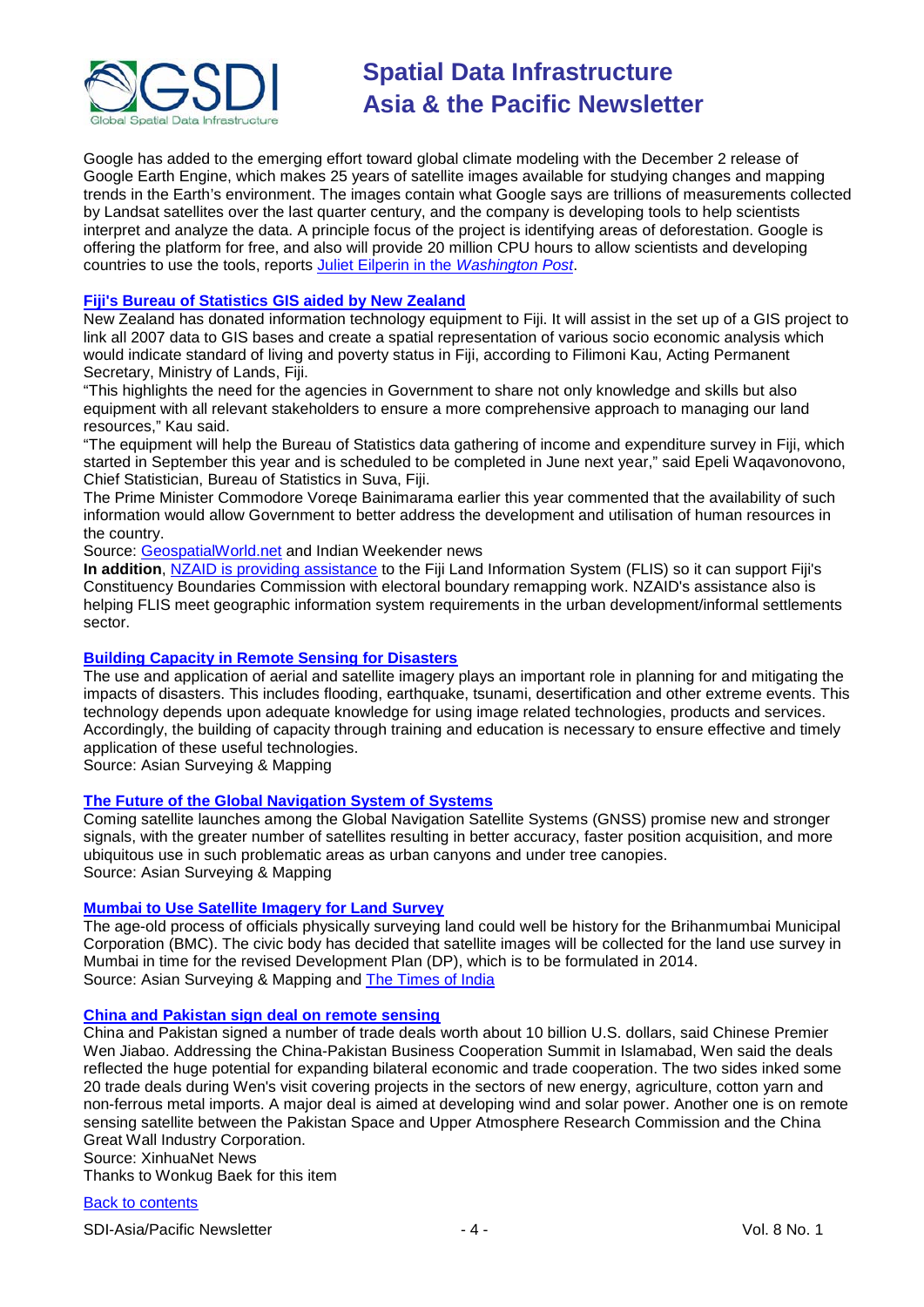Google has added to the emerging effort toward global climate modeling with the December 2 release of Google Earth Engine, which makes 25 years of satellite images available for studying changes and mapping trends in the Earth's environment. The images contain what Google says are trillions of measurements collected by Landsat satellites over the last quarter century, and the company is developing tools to help scientists interpret and analyze the data. A principle focus of the project is identifying areas of deforestation. Google is offering the platform for free, and also will provide 20 million CPU hours to allow scientists and developing countries to use the tools, reports Juliet Eilperin in the *Washington Post*.

### Fiji's Bureau of Statistics GIS aided by New Zealand

New Zealand has donated information technology equipment to Fiji. It will assist in the set up of a GIS project to link all 2007 data to GIS bases and create a spatial representation of various socio economic analysis which would indicate standard of living and poverty status in Fiji, according to Filimoni Kau, Acting Permanent Secretary, Ministry of Lands, Fiji.

"This highlights the need for the agencies in Government to share not only knowledge and skills but also equipment with all relevant stakeholders to ensure a more comprehensive approach to managing our land resources," Kau said.

"The equipment will help the Bureau of Statistics data gathering of income and expenditure survey in Fiji, which started in September this year and is scheduled to be completed in June next year," said Epeli Waqavonovono, Chief Statistician, Bureau of Statistics in Suva, Fiji.

The Prime Minister Commodore Voreqe Bainimarama earlier this year commented that the availability of such information would allow Government to better address the development and utilisation of human resources in the country.

Source: GeospatialWorld.net and Indian Weekender news

**In addition**, NZAID is providing assistance to the Fiji Land Information System (FLIS) so it can support Fiji's Constituency Boundaries Commission with electoral boundary remapping work. NZAID's assistance also is helping FLIS meet geographic information system requirements in the urban development/informal settlements sector.

### Building Capacity in Remote Sensing for Disasters

The use and application of aerial and satellite imagery plays an important role in planning for and mitigating the impacts of disasters. This includes flooding, earthquake, tsunami, desertification and other extreme events. This technology depends upon adequate knowledge for using image related technologies, products and services. Accordingly, the building of capacity through training and education is necessary to ensure effective and timely application of these useful technologies.

Source: Asian Surveying & Mapping

### The Future of the Global Navigation System of Systems

Coming satellite launches among the Global Navigation Satellite Systems (GNSS) promise new and stronger signals, with the greater number of satellites resulting in better accuracy, faster position acquisition, and more ubiquitous use in such problematic areas as urban canyons and under tree canopies.

Source: Asian Surveying & Mapping

### Mumbai to Use Satellite Imagery for Land Survey

The age-old process of officials physically surveying land could well be history for the Brihanmumbai Municipal Corporation (BMC). The civic body has decided that satellite images will be collected for the land use survey in Mumbai in time for the revised Development Plan (DP), which is to be formulated in 2014.

Source: Asian Surveying & Mapping and The Times of India

### China and Pakistan sign deal on remote sensing

China and Pakistan signed a number of trade deals worth about 10 billion U.S. dollars, said Chinese Premier Wen Jiabao. Addressing the China-Pakistan Business Cooperation Summit in Islamabad, Wen said the deals reflected the huge potential for expanding bilateral economic and trade cooperation. The two sides inked some 20 trade deals during Wen's visit covering projects in the sectors of new energy, agriculture, cotton yarn and non-ferrous metal imports. A major deal is aimed at developing wind and solar power. Another one is on remote sensing satellite between the Pakistan Space and Upper Atmosphere Research Commission and the China Great Wall Industry Corporation.

Source: XinhuaNet News

Thanks to Wonkug Baek for this item

Back to contents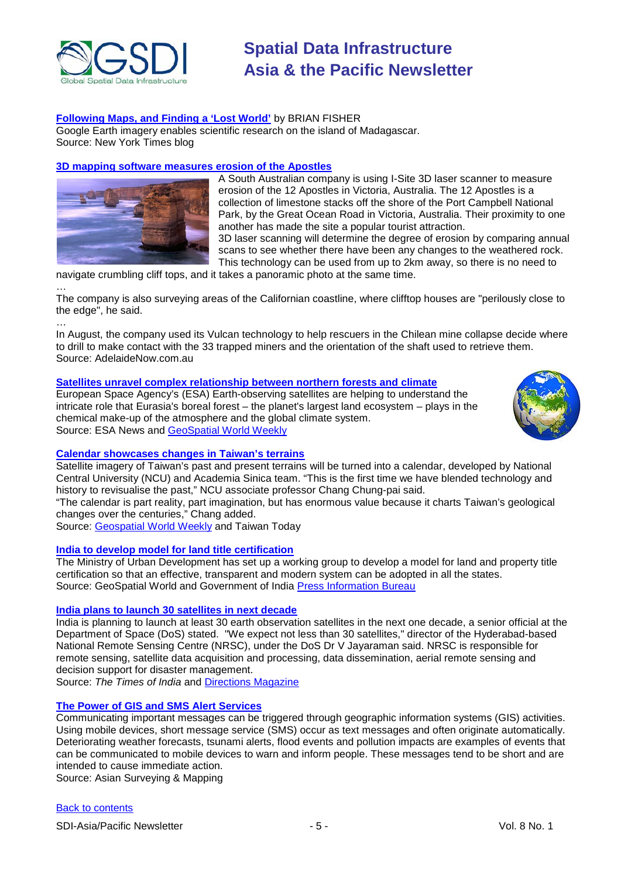**[Following Maps, and Finding a 'Lost World'](#)** by BRIAN FISHER
Google Earth imagery enables scientific research on the island of Madagascar.
Source: New York Times blog

**[3D mapping software measures erosion of the Apostles](#)**

A South Australian company is using I-Site 3D laser scanner to measure erosion of the 12 Apostles in Victoria, Australia. The 12 Apostles is a collection of limestone stacks off the shore of the Port Campbell National Park, by the Great Ocean Road in Victoria, Australia. Their proximity to one another has made the site a popular tourist attraction.
3D laser scanning will determine the degree of erosion by comparing annual scans to see whether there have been any changes to the weathered rock. This technology can be used from up to 2km away, so there is no need to navigate crumbling cliff tops, and it takes a panoramic photo at the same time.

…

The company is also surveying areas of the Californian coastline, where clifftop houses are "perilously close to the edge", he said.

…

In August, the company used its Vulcan technology to help rescuers in the Chilean mine collapse decide where to drill to make contact with the 33 trapped miners and the orientation of the shaft used to retrieve them.
Source: AdelaideNow.com.au

**[Satellites unravel complex relationship between northern forests and climate](#)**
European Space Agency's (ESA) Earth-observing satellites are helping to understand the intricate role that Eurasia's boreal forest – the planet's largest land ecosystem – plays in the chemical make-up of the atmosphere and the global climate system.
Source: ESA News and [GeoSpatial World Weekly](#)

**[Calendar showcases changes in Taiwan's terrains](#)**
Satellite imagery of Taiwan's past and present terrains will be turned into a calendar, developed by National Central University (NCU) and Academia Sinica team. "This is the first time we have blended technology and history to revisualise the past," NCU associate professor Chang Chung-pai said.
"The calendar is part reality, part imagination, but has enormous value because it charts Taiwan's geological changes over the centuries," Chang added.
Source: [Geospatial World Weekly](#) and Taiwan Today

**[India to develop model for land title certification](#)**
The Ministry of Urban Development has set up a working group to develop a model for land and property title certification so that an effective, transparent and modern system can be adopted in all the states.
Source: GeoSpatial World and Government of India [Press Information Bureau](#)

**[India plans to launch 30 satellites in next decade](#)**
India is planning to launch at least 30 earth observation satellites in the next one decade, a senior official at the Department of Space (DoS) stated. "We expect not less than 30 satellites," director of the Hyderabad-based National Remote Sensing Centre (NRSC), under the DoS Dr V Jayaraman said. NRSC is responsible for remote sensing, satellite data acquisition and processing, data dissemination, aerial remote sensing and decision support for disaster management.
Source: *The Times of India* and [Directions Magazine](#)

**[The Power of GIS and SMS Alert Services](#)**
Communicating important messages can be triggered through geographic information systems (GIS) activities. Using mobile devices, short message service (SMS) occur as text messages and often originate automatically. Deteriorating weather forecasts, tsunami alerts, flood events and pollution impacts are examples of events that can be communicated to mobile devices to warn and inform people. These messages tend to be short and are intended to cause immediate action.
Source: Asian Surveying & Mapping

[Back to contents](#)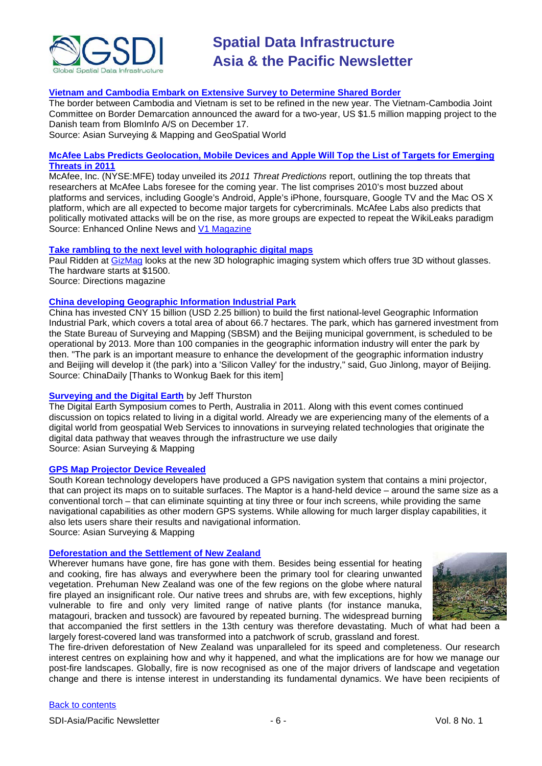**Vietnam and Cambodia Embark on Extensive Survey to Determine Shared Border**

The border between Cambodia and Vietnam is set to be refined in the new year. The Vietnam-Cambodia Joint Committee on Border Demarcation announced the award for a two-year, US $1.5 million mapping project to the Danish team from BlomInfo A/S on December 17.

Source: Asian Surveying & Mapping and GeoSpatial World

**McAfee Labs Predicts Geolocation, Mobile Devices and Apple Will Top the List of Targets for Emerging Threats in 2011**

McAfee, Inc. (NYSE:MFE) today unveiled its *2011 Threat Predictions* report, outlining the top threats that researchers at McAfee Labs foresee for the coming year. The list comprises 2010's most buzzed about platforms and services, including Google's Android, Apple's iPhone, foursquare, Google TV and the Mac OS X platform, which are all expected to become major targets for cybercriminals. McAfee Labs also predicts that politically motivated attacks will be on the rise, as more groups are expected to repeat the WikiLeaks paradigm

Source: Enhanced Online News and V1 Magazine

**Take rambling to the next level with holographic digital maps**

Paul Ridden at GizMag looks at the new 3D holographic imaging system which offers true 3D without glasses. The hardware starts at $1500.

Source: Directions magazine

**China developing Geographic Information Industrial Park**

China has invested CNY 15 billion (USD 2.25 billion) to build the first national-level Geographic Information Industrial Park, which covers a total area of about 66.7 hectares. The park, which has garnered investment from the State Bureau of Surveying and Mapping (SBSM) and the Beijing municipal government, is scheduled to be operational by 2013. More than 100 companies in the geographic information industry will enter the park by then. "The park is an important measure to enhance the development of the geographic information industry and Beijing will develop it (the park) into a 'Silicon Valley' for the industry," said, Guo Jinlong, mayor of Beijing.

Source: ChinaDaily [Thanks to Wonkug Baek for this item]

**Surveying and the Digital Earth** by Jeff Thurston

The Digital Earth Symposium comes to Perth, Australia in 2011. Along with this event comes continued discussion on topics related to living in a digital world. Already we are experiencing many of the elements of a digital world from geospatial Web Services to innovations in surveying related technologies that originate the digital data pathway that weaves through the infrastructure we use daily

Source: Asian Surveying & Mapping

**GPS Map Projector Device Revealed**

South Korean technology developers have produced a GPS navigation system that contains a mini projector, that can project its maps on to suitable surfaces. The Maptor is a hand-held device – around the same size as a conventional torch – that can eliminate squinting at tiny three or four inch screens, while providing the same navigational capabilities as other modern GPS systems. While allowing for much larger display capabilities, it also lets users share their results and navigational information.

Source: Asian Surveying & Mapping

**Deforestation and the Settlement of New Zealand**

Wherever humans have gone, fire has gone with them. Besides being essential for heating and cooking, fire has always and everywhere been the primary tool for clearing unwanted vegetation. Prehuman New Zealand was one of the few regions on the globe where natural fire played an insignificant role. Our native trees and shrubs are, with few exceptions, highly vulnerable to fire and only very limited range of native plants (for instance manuka, matagouri, bracken and tussock) are favoured by repeated burning. The widespread burning that accompanied the first settlers in the 13th century was therefore devastating. Much of what had been a largely forest-covered land was transformed into a patchwork of scrub, grassland and forest.

The fire-driven deforestation of New Zealand was unparalleled for its speed and completeness. Our research interest centres on explaining how and why it happened, and what the implications are for how we manage our post-fire landscapes. Globally, fire is now recognised as one of the major drivers of landscape and vegetation change and there is intense interest in understanding its fundamental dynamics. We have been recipients of

Back to contents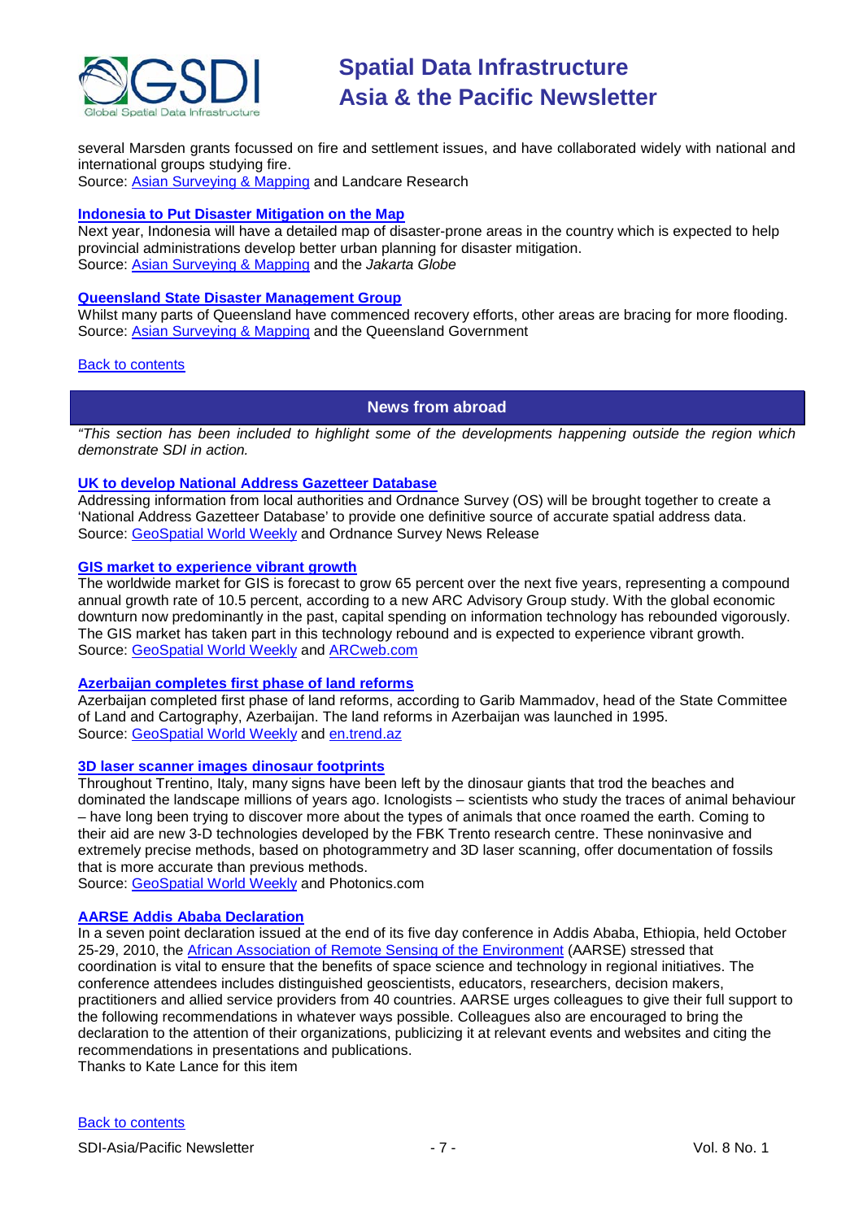several Marsden grants focussed on fire and settlement issues, and have collaborated widely with national and international groups studying fire.
Source: [Asian Surveying & Mapping]() and Landcare Research

### [Indonesia to Put Disaster Mitigation on the Map]()

Next year, Indonesia will have a detailed map of disaster-prone areas in the country which is expected to help provincial administrations develop better urban planning for disaster mitigation.
Source: [Asian Surveying & Mapping]() and the *Jakarta Globe*

### [Queensland State Disaster Management Group]()

Whilst many parts of Queensland have commenced recovery efforts, other areas are bracing for more flooding.
Source: [Asian Surveying & Mapping]() and the Queensland Government

[Back to contents]()

## News from abroad

*"This section has been included to highlight some of the developments happening outside the region which demonstrate SDI in action.*

### [UK to develop National Address Gazetteer Database]()

Addressing information from local authorities and Ordnance Survey (OS) will be brought together to create a 'National Address Gazetteer Database' to provide one definitive source of accurate spatial address data.
Source: [GeoSpatial World Weekly]() and Ordnance Survey News Release

### [GIS market to experience vibrant growth]()

The worldwide market for GIS is forecast to grow 65 percent over the next five years, representing a compound annual growth rate of 10.5 percent, according to a new ARC Advisory Group study. With the global economic downturn now predominantly in the past, capital spending on information technology has rebounded vigorously. The GIS market has taken part in this technology rebound and is expected to experience vibrant growth.
Source: [GeoSpatial World Weekly]() and [ARCweb.com]()

### [Azerbaijan completes first phase of land reforms]()

Azerbaijan completed first phase of land reforms, according to Garib Mammadov, head of the State Committee of Land and Cartography, Azerbaijan. The land reforms in Azerbaijan was launched in 1995.
Source: [GeoSpatial World Weekly]() and [en.trend.az]()

### [3D laser scanner images dinosaur footprints]()

Throughout Trentino, Italy, many signs have been left by the dinosaur giants that trod the beaches and dominated the landscape millions of years ago. Icnologists – scientists who study the traces of animal behaviour – have long been trying to discover more about the types of animals that once roamed the earth. Coming to their aid are new 3-D technologies developed by the FBK Trento research centre. These noninvasive and extremely precise methods, based on photogrammetry and 3D laser scanning, offer documentation of fossils that is more accurate than previous methods.
Source: [GeoSpatial World Weekly]() and Photonics.com

### [AARSE Addis Ababa Declaration]()

In a seven point declaration issued at the end of its five day conference in Addis Ababa, Ethiopia, held October 25-29, 2010, the [African Association of Remote Sensing of the Environment]() (AARSE) stressed that coordination is vital to ensure that the benefits of space science and technology in regional initiatives. The conference attendees includes distinguished geoscientists, educators, researchers, decision makers, practitioners and allied service providers from 40 countries. AARSE urges colleagues to give their full support to the following recommendations in whatever ways possible. Colleagues also are encouraged to bring the declaration to the attention of their organizations, publicizing it at relevant events and websites and citing the recommendations in presentations and publications.
Thanks to Kate Lance for this item

[Back to contents]()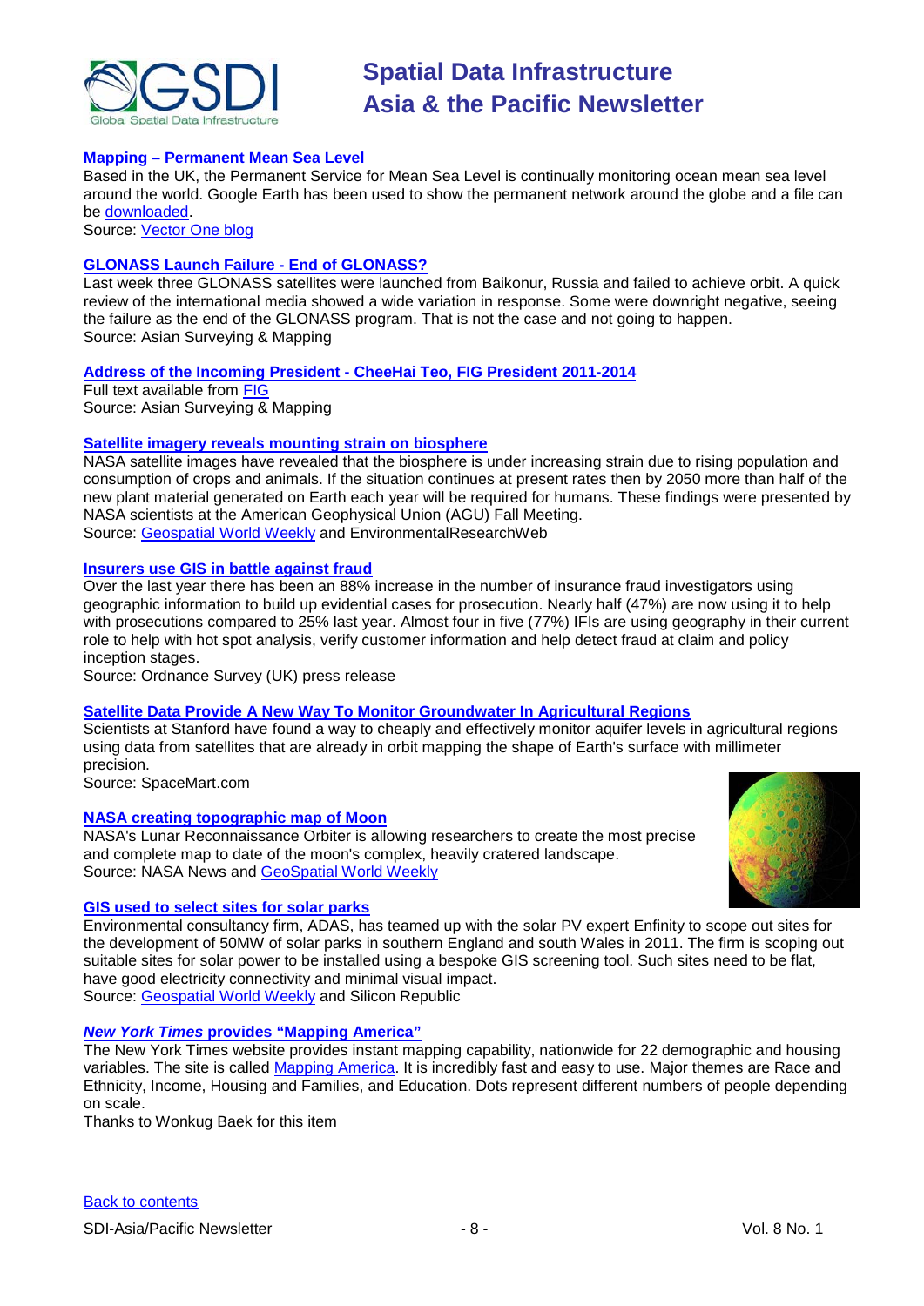### Mapping – Permanent Mean Sea Level

Based in the UK, the Permanent Service for Mean Sea Level is continually monitoring ocean mean sea level around the world. Google Earth has been used to show the permanent network around the globe and a file can be downloaded.

Source: Vector One blog

### GLONASS Launch Failure - End of GLONASS?

Last week three GLONASS satellites were launched from Baikonur, Russia and failed to achieve orbit. A quick review of the international media showed a wide variation in response. Some were downright negative, seeing the failure as the end of the GLONASS program. That is not the case and not going to happen.

Source: Asian Surveying & Mapping

### Address of the Incoming President - CheeHai Teo, FIG President 2011-2014

Full text available from FIG

Source: Asian Surveying & Mapping

### Satellite imagery reveals mounting strain on biosphere

NASA satellite images have revealed that the biosphere is under increasing strain due to rising population and consumption of crops and animals. If the situation continues at present rates then by 2050 more than half of the new plant material generated on Earth each year will be required for humans. These findings were presented by NASA scientists at the American Geophysical Union (AGU) Fall Meeting.

Source: Geospatial World Weekly and EnvironmentalResearchWeb

### Insurers use GIS in battle against fraud

Over the last year there has been an 88% increase in the number of insurance fraud investigators using geographic information to build up evidential cases for prosecution. Nearly half (47%) are now using it to help with prosecutions compared to 25% last year. Almost four in five (77%) IFIs are using geography in their current role to help with hot spot analysis, verify customer information and help detect fraud at claim and policy inception stages.

Source: Ordnance Survey (UK) press release

### Satellite Data Provide A New Way To Monitor Groundwater In Agricultural Regions

Scientists at Stanford have found a way to cheaply and effectively monitor aquifer levels in agricultural regions using data from satellites that are already in orbit mapping the shape of Earth's surface with millimeter precision.

Source: SpaceMart.com

### NASA creating topographic map of Moon

NASA's Lunar Reconnaissance Orbiter is allowing researchers to create the most precise and complete map to date of the moon's complex, heavily cratered landscape.

Source: NASA News and GeoSpatial World Weekly

### GIS used to select sites for solar parks

Environmental consultancy firm, ADAS, has teamed up with the solar PV expert Enfinity to scope out sites for the development of 50MW of solar parks in southern England and south Wales in 2011. The firm is scoping out suitable sites for solar power to be installed using a bespoke GIS screening tool. Such sites need to be flat, have good electricity connectivity and minimal visual impact.

Source: Geospatial World Weekly and Silicon Republic

### *New York Times* provides "Mapping America"

The New York Times website provides instant mapping capability, nationwide for 22 demographic and housing variables. The site is called Mapping America. It is incredibly fast and easy to use. Major themes are Race and Ethnicity, Income, Housing and Families, and Education. Dots represent different numbers of people depending on scale.

Thanks to Wonkug Baek for this item

Back to contents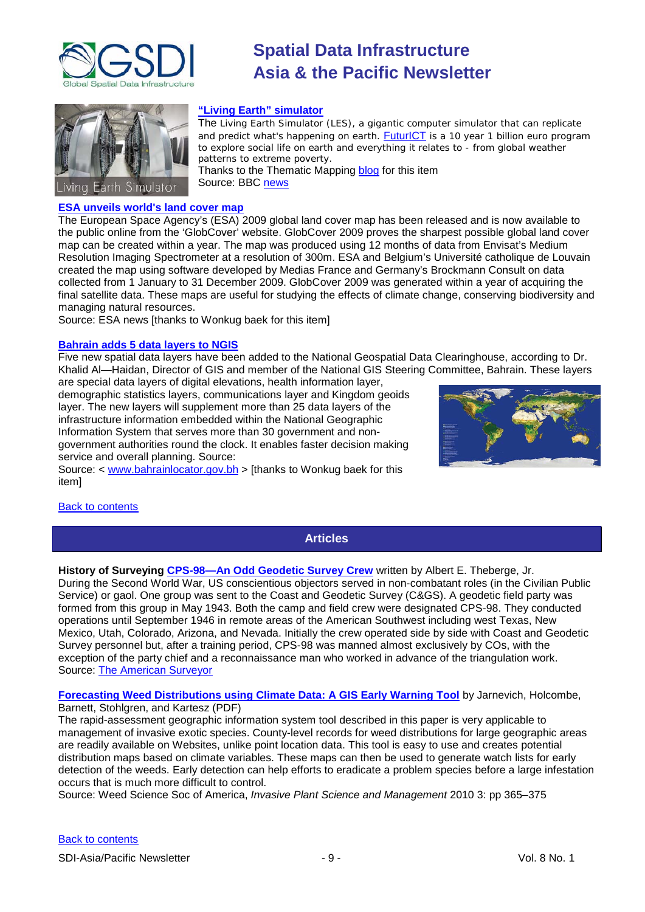### "Living Earth" simulator

The Living Earth Simulator (LES), a gigantic computer simulator that can replicate and predict what's happening on earth. FuturICT is a 10 year 1 billion euro program to explore social life on earth and everything it relates to - from global weather patterns to extreme poverty.
Thanks to the Thematic Mapping blog for this item
Source: BBC news

### ESA unveils world's land cover map

The European Space Agency's (ESA) 2009 global land cover map has been released and is now available to the public online from the 'GlobCover' website. GlobCover 2009 proves the sharpest possible global land cover map can be created within a year. The map was produced using 12 months of data from Envisat's Medium Resolution Imaging Spectrometer at a resolution of 300m. ESA and Belgium's Université catholique de Louvain created the map using software developed by Medias France and Germany's Brockmann Consult on data collected from 1 January to 31 December 2009. GlobCover 2009 was generated within a year of acquiring the final satellite data. These maps are useful for studying the effects of climate change, conserving biodiversity and managing natural resources.
Source: ESA news [thanks to Wonkug baek for this item]

### Bahrain adds 5 data layers to NGIS

Five new spatial data layers have been added to the National Geospatial Data Clearinghouse, according to Dr. Khalid Al—Haidan, Director of GIS and member of the National GIS Steering Committee, Bahrain. These layers are special data layers of digital elevations, health information layer, demographic statistics layers, communications layer and Kingdom geoids layer. The new layers will supplement more than 25 data layers of the infrastructure information embedded within the National Geographic Information System that serves more than 30 government and non-government authorities round the clock. It enables faster decision making service and overall planning. Source:
Source: < www.bahrainlocator.gov.bh > [thanks to Wonkug baek for this item]

Back to contents

## Articles

**History of Surveying** **CPS-98—An Odd Geodetic Survey Crew** written by Albert E. Theberge, Jr.
During the Second World War, US conscientious objectors served in non-combatant roles (in the Civilian Public Service) or gaol. One group was sent to the Coast and Geodetic Survey (C&GS). A geodetic field party was formed from this group in May 1943. Both the camp and field crew were designated CPS-98. They conducted operations until September 1946 in remote areas of the American Southwest including west Texas, New Mexico, Utah, Colorado, Arizona, and Nevada. Initially the crew operated side by side with Coast and Geodetic Survey personnel but, after a training period, CPS-98 was manned almost exclusively by COs, with the exception of the party chief and a reconnaissance man who worked in advance of the triangulation work.
Source: The American Surveyor

**Forecasting Weed Distributions using Climate Data: A GIS Early Warning Tool** by Jarnevich, Holcombe, Barnett, Stohlgren, and Kartesz (PDF)
The rapid-assessment geographic information system tool described in this paper is very applicable to management of invasive exotic species. County-level records for weed distributions for large geographic areas are readily available on Websites, unlike point location data. This tool is easy to use and creates potential distribution maps based on climate variables. These maps can then be used to generate watch lists for early detection of the weeds. Early detection can help efforts to eradicate a problem species before a large infestation occurs that is much more difficult to control.
Source: Weed Science Soc of America, *Invasive Plant Science and Management* 2010 3: pp 365–375

Back to contents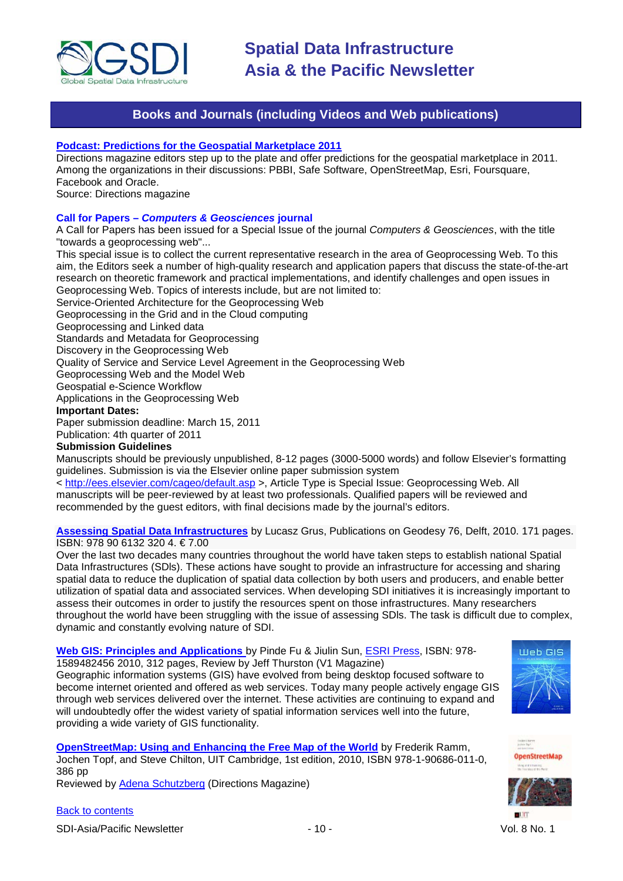## Books and Journals (including Videos and Web publications)

**Podcast: Predictions for the Geospatial Marketplace 2011**
Directions magazine editors step up to the plate and offer predictions for the geospatial marketplace in 2011. Among the organizations in their discussions: PBBI, Safe Software, OpenStreetMap, Esri, Foursquare, Facebook and Oracle.
Source: Directions magazine

**Call for Papers – *Computers & Geosciences* journal**
A Call for Papers has been issued for a Special Issue of the journal *Computers & Geosciences*, with the title "towards a geoprocessing web"...
This special issue is to collect the current representative research in the area of Geoprocessing Web. To this aim, the Editors seek a number of high-quality research and application papers that discuss the state-of-the-art research on theoretic framework and practical implementations, and identify challenges and open issues in Geoprocessing Web. Topics of interests include, but are not limited to:
Service-Oriented Architecture for the Geoprocessing Web
Geoprocessing in the Grid and in the Cloud computing
Geoprocessing and Linked data
Standards and Metadata for Geoprocessing
Discovery in the Geoprocessing Web
Quality of Service and Service Level Agreement in the Geoprocessing Web
Geoprocessing Web and the Model Web
Geospatial e-Science Workflow
Applications in the Geoprocessing Web
**Important Dates:**
Paper submission deadline: March 15, 2011
Publication: 4th quarter of 2011
**Submission Guidelines**
Manuscripts should be previously unpublished, 8-12 pages (3000-5000 words) and follow Elsevier's formatting guidelines. Submission is via the Elsevier online paper submission system
< http://ees.elsevier.com/cageo/default.asp >, Article Type is Special Issue: Geoprocessing Web. All manuscripts will be peer-reviewed by at least two professionals. Qualified papers will be reviewed and recommended by the guest editors, with final decisions made by the journal's editors.

**Assessing Spatial Data Infrastructures** by Lucasz Grus, Publications on Geodesy 76, Delft, 2010. 171 pages. ISBN: 978 90 6132 320 4. € 7.00
Over the last two decades many countries throughout the world have taken steps to establish national Spatial Data Infrastructures (SDIs). These actions have sought to provide an infrastructure for accessing and sharing spatial data to reduce the duplication of spatial data collection by both users and producers, and enable better utilization of spatial data and associated services. When developing SDI initiatives it is increasingly important to assess their outcomes in order to justify the resources spent on those infrastructures. Many researchers throughout the world have been struggling with the issue of assessing SDIs. The task is difficult due to complex, dynamic and constantly evolving nature of SDI.

**Web GIS: Principles and Applications** by Pinde Fu & Jiulin Sun, ESRI Press, ISBN: 978-1589482456 2010, 312 pages, Review by Jeff Thurston (V1 Magazine)
Geographic information systems (GIS) have evolved from being desktop focused software to become internet oriented and offered as web services. Today many people actively engage GIS through web services delivered over the internet. These activities are continuing to expand and will undoubtedly offer the widest variety of spatial information services well into the future, providing a wide variety of GIS functionality.

**OpenStreetMap: Using and Enhancing the Free Map of the World** by Frederik Ramm, Jochen Topf, and Steve Chilton, UIT Cambridge, 1st edition, 2010, ISBN 978-1-90686-011-0, 386 pp
Reviewed by Adena Schutzberg (Directions Magazine)

Back to contents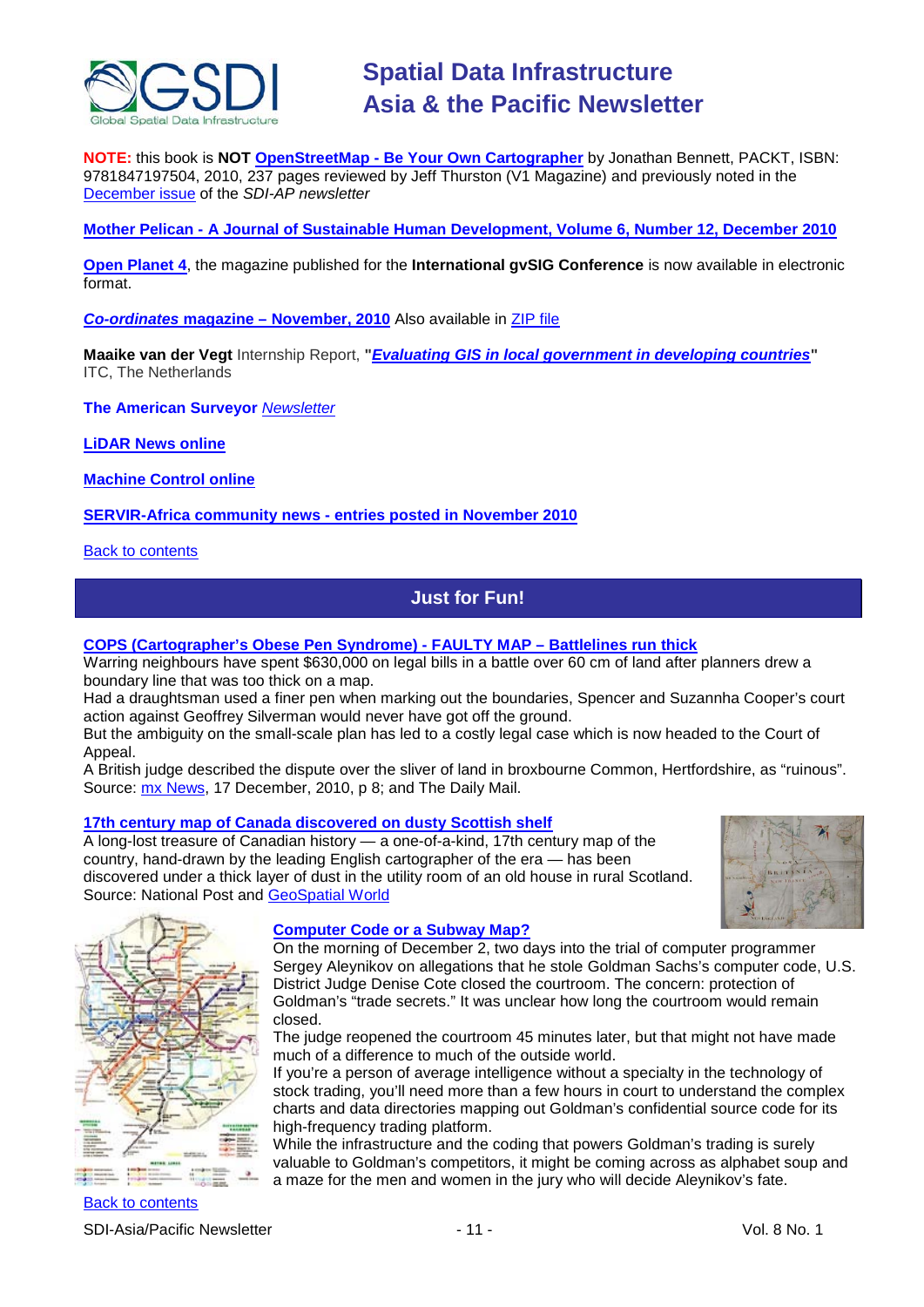**NOTE:** this book is **NOT** **OpenStreetMap - Be Your Own Cartographer** by Jonathan Bennett, PACKT, ISBN: 9781847197504, 2010, 237 pages reviewed by Jeff Thurston (V1 Magazine) and previously noted in the December issue of the *SDI-AP newsletter*

**Mother Pelican - A Journal of Sustainable Human Development, Volume 6, Number 12, December 2010**

**Open Planet 4**, the magazine published for the **International gvSIG Conference** is now available in electronic format.

***Co-ordinates* magazine – November, 2010** Also available in ZIP file

**Maaike van der Vegt** Internship Report, **"*Evaluating GIS in local government in developing countries*"** ITC, The Netherlands

**The American Surveyor** *Newsletter*

**LiDAR News online**

**Machine Control online**

**SERVIR-Africa community news - entries posted in November 2010**

Back to contents

## Just for Fun!

**COPS (Cartographer's Obese Pen Syndrome) - FAULTY MAP – Battlelines run thick**

Warring neighbours have spent $630,000 on legal bills in a battle over 60 cm of land after planners drew a boundary line that was too thick on a map.

Had a draughtsman used a finer pen when marking out the boundaries, Spencer and Suzannha Cooper's court action against Geoffrey Silverman would never have got off the ground.

But the ambiguity on the small-scale plan has led to a costly legal case which is now headed to the Court of Appeal.

A British judge described the dispute over the sliver of land in broxbourne Common, Hertfordshire, as "ruinous".

Source: mx News, 17 December, 2010, p 8; and The Daily Mail.

**17th century map of Canada discovered on dusty Scottish shelf**

A long-lost treasure of Canadian history — a one-of-a-kind, 17th century map of the country, hand-drawn by the leading English cartographer of the era — has been discovered under a thick layer of dust in the utility room of an old house in rural Scotland.

Source: National Post and GeoSpatial World

**Computer Code or a Subway Map?**

On the morning of December 2, two days into the trial of computer programmer Sergey Aleynikov on allegations that he stole Goldman Sachs's computer code, U.S. District Judge Denise Cote closed the courtroom. The concern: protection of Goldman's "trade secrets." It was unclear how long the courtroom would remain closed.

The judge reopened the courtroom 45 minutes later, but that might not have made much of a difference to much of the outside world.

If you're a person of average intelligence without a specialty in the technology of stock trading, you'll need more than a few hours in court to understand the complex charts and data directories mapping out Goldman's confidential source code for its high-frequency trading platform.

While the infrastructure and the coding that powers Goldman's trading is surely valuable to Goldman's competitors, it might be coming across as alphabet soup and a maze for the men and women in the jury who will decide Aleynikov's fate.

Back to contents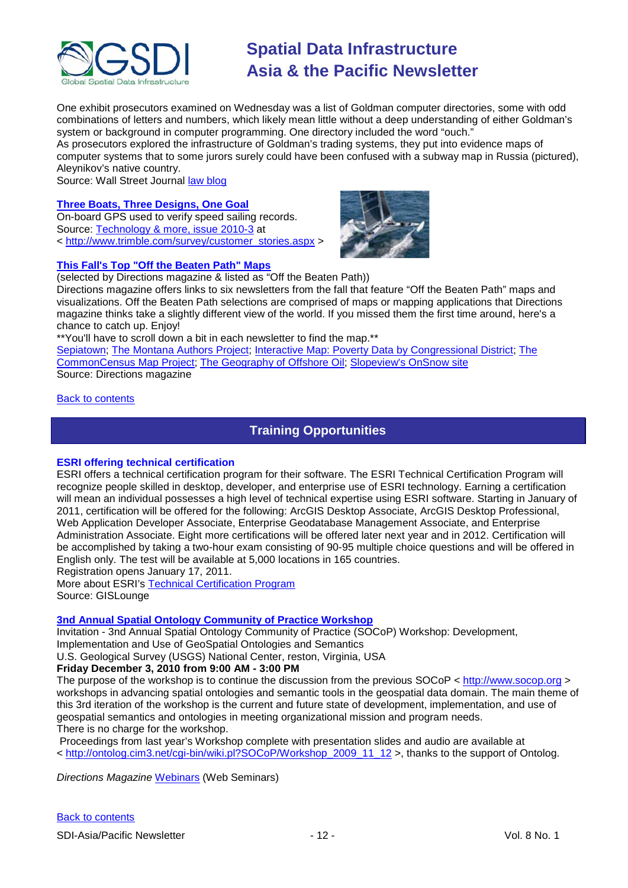One exhibit prosecutors examined on Wednesday was a list of Goldman computer directories, some with odd combinations of letters and numbers, which likely mean little without a deep understanding of either Goldman's system or background in computer programming. One directory included the word "ouch."
As prosecutors explored the infrastructure of Goldman's trading systems, they put into evidence maps of computer systems that to some jurors surely could have been confused with a subway map in Russia (pictured), Aleynikov's native country.
Source: Wall Street Journal law blog

**Three Boats, Three Designs, One Goal**
On-board GPS used to verify speed sailing records.
Source: Technology & more, issue 2010-3 at
< http://www.trimble.com/survey/customer_stories.aspx >

**This Fall's Top "Off the Beaten Path" Maps**
(selected by Directions magazine & listed as "Off the Beaten Path))
Directions magazine offers links to six newsletters from the fall that feature "Off the Beaten Path" maps and visualizations. Off the Beaten Path selections are comprised of maps or mapping applications that Directions magazine thinks take a slightly different view of the world. If you missed them the first time around, here's a chance to catch up. Enjoy!
**You'll have to scroll down a bit in each newsletter to find the map.**
Sepiatown; The Montana Authors Project; Interactive Map: Poverty Data by Congressional District; The CommonCensus Map Project; The Geography of Offshore Oil; Slopeview's OnSnow site
Source: Directions magazine

Back to contents

## Training Opportunities

**ESRI offering technical certification**
ESRI offers a technical certification program for their software. The ESRI Technical Certification Program will recognize people skilled in desktop, developer, and enterprise use of ESRI technology. Earning a certification will mean an individual possesses a high level of technical expertise using ESRI software. Starting in January of 2011, certification will be offered for the following: ArcGIS Desktop Associate, ArcGIS Desktop Professional, Web Application Developer Associate, Enterprise Geodatabase Management Associate, and Enterprise Administration Associate. Eight more certifications will be offered later next year and in 2012. Certification will be accomplished by taking a two-hour exam consisting of 90-95 multiple choice questions and will be offered in English only. The test will be available at 5,000 locations in 165 countries.
Registration opens January 17, 2011.
More about ESRI's Technical Certification Program
Source: GISLounge

**3nd Annual Spatial Ontology Community of Practice Workshop**
Invitation - 3nd Annual Spatial Ontology Community of Practice (SOCoP) Workshop: Development, Implementation and Use of GeoSpatial Ontologies and Semantics
U.S. Geological Survey (USGS) National Center, reston, Virginia, USA
**Friday December 3, 2010 from 9:00 AM - 3:00 PM**
The purpose of the workshop is to continue the discussion from the previous SOCoP < http://www.socop.org > workshops in advancing spatial ontologies and semantic tools in the geospatial data domain. The main theme of this 3rd iteration of the workshop is the current and future state of development, implementation, and use of geospatial semantics and ontologies in meeting organizational mission and program needs.
There is no charge for the workshop.
Proceedings from last year's Workshop complete with presentation slides and audio are available at < http://ontolog.cim3.net/cgi-bin/wiki.pl?SOCoP/Workshop_2009_11_12 >, thanks to the support of Ontolog.

*Directions Magazine* Webinars (Web Seminars)

Back to contents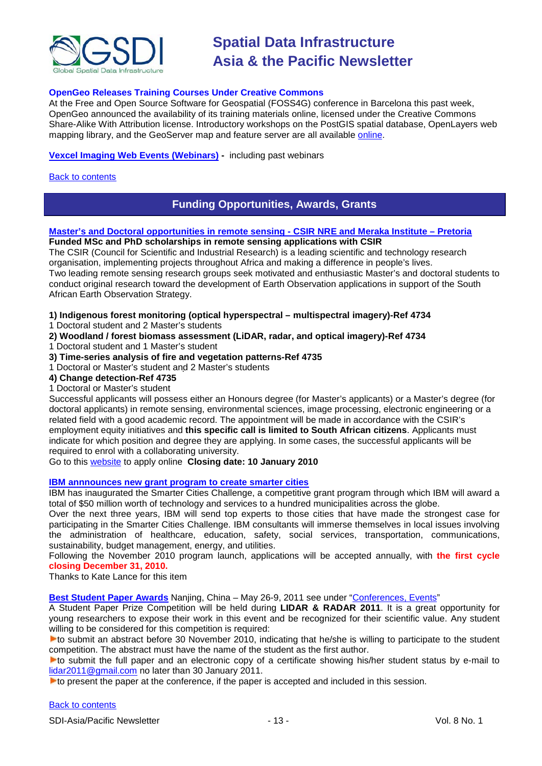**OpenGeo Releases Training Courses Under Creative Commons**

At the Free and Open Source Software for Geospatial (FOSS4G) conference in Barcelona this past week, OpenGeo announced the availability of its training materials online, licensed under the Creative Commons Share-Alike With Attribution license. Introductory workshops on the PostGIS spatial database, OpenLayers web mapping library, and the GeoServer map and feature server are all available online.

**Vexcel Imaging Web Events (Webinars)** - including past webinars

Back to contents

## Funding Opportunities, Awards, Grants

**Master's and Doctoral opportunities in remote sensing - CSIR NRE and Meraka Institute – Pretoria**

**Funded MSc and PhD scholarships in remote sensing applications with CSIR**

The CSIR (Council for Scientific and Industrial Research) is a leading scientific and technology research organisation, implementing projects throughout Africa and making a difference in people's lives.
Two leading remote sensing research groups seek motivated and enthusiastic Master's and doctoral students to conduct original research toward the development of Earth Observation applications in support of the South African Earth Observation Strategy.

**1) Indigenous forest monitoring (optical hyperspectral – multispectral imagery)-Ref 4734**
1 Doctoral student and 2 Master's students
**2) Woodland / forest biomass assessment (LiDAR, radar, and optical imagery)-Ref 4734**
1 Doctoral student and 1 Master's student
**3) Time-series analysis of fire and vegetation patterns-Ref 4735**
1 Doctoral or Master's student and 2 Master's students
**4) Change detection-Ref 4735**
1 Doctoral or Master's student

Successful applicants will possess either an Honours degree (for Master's applicants) or a Master's degree (for doctoral applicants) in remote sensing, environmental sciences, image processing, electronic engineering or a related field with a good academic record. The appointment will be made in accordance with the CSIR's employment equity initiatives and **this specific call is limited to South African citizens**. Applicants must indicate for which position and degree they are applying. In some cases, the successful applicants will be required to enrol with a collaborating university.
Go to this website to apply online **Closing date: 10 January 2010**

**IBM annnounces new grant program to create smarter cities**

IBM has inaugurated the Smarter Cities Challenge, a competitive grant program through which IBM will award a total of $50 million worth of technology and services to a hundred municipalities across the globe.
Over the next three years, IBM will send top experts to those cities that have made the strongest case for participating in the Smarter Cities Challenge. IBM consultants will immerse themselves in local issues involving the administration of healthcare, education, safety, social services, transportation, communications, sustainability, budget management, energy, and utilities.
Following the November 2010 program launch, applications will be accepted annually, with **the first cycle closing December 31, 2010.**
Thanks to Kate Lance for this item

**Best Student Paper Awards** Nanjing, China – May 26-9, 2011 see under "Conferences, Events"

A Student Paper Prize Competition will be held during **LIDAR & RADAR 2011**. It is a great opportunity for young researchers to expose their work in this event and be recognized for their scientific value. Any student willing to be considered for this competition is required:

- to submit an abstract before 30 November 2010, indicating that he/she is willing to participate to the student competition. The abstract must have the name of the student as the first author.
- to submit the full paper and an electronic copy of a certificate showing his/her student status by e-mail to lidar2011@gmail.com no later than 30 January 2011.
- to present the paper at the conference, if the paper is accepted and included in this session.

Back to contents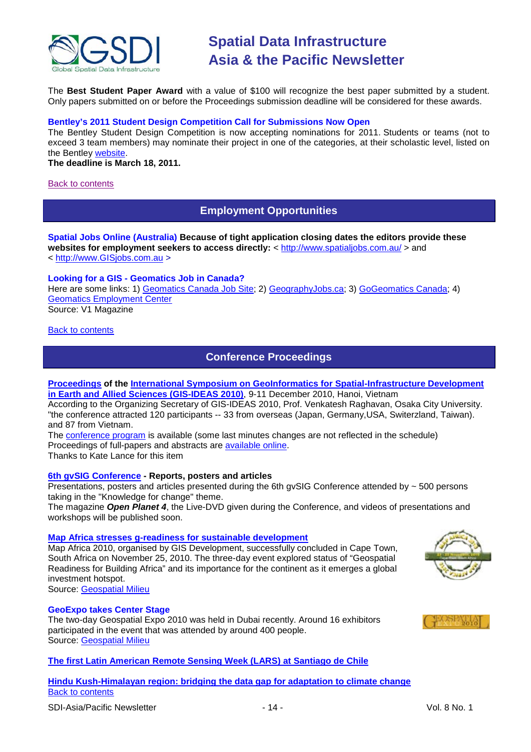The **Best Student Paper Award** with a value of $100 will recognize the best paper submitted by a student. Only papers submitted on or before the Proceedings submission deadline will be considered for these awards.

**Bentley's 2011 Student Design Competition Call for Submissions Now Open**
The Bentley Student Design Competition is now accepting nominations for 2011. Students or teams (not to exceed 3 team members) may nominate their project in one of the categories, at their scholastic level, listed on the Bentley website.
**The deadline is March 18, 2011.**

Back to contents

## Employment Opportunities

**Spatial Jobs Online (Australia) Because of tight application closing dates the editors provide these websites for employment seekers to access directly:** < http://www.spatialjobs.com.au/ > and < http://www.GISjobs.com.au >

**Looking for a GIS - Geomatics Job in Canada?**
Here are some links: 1) Geomatics Canada Job Site; 2) GeographyJobs.ca; 3) GoGeomatics Canada; 4) Geomatics Employment Center
Source: V1 Magazine

Back to contents

## Conference Proceedings

**Proceedings of the International Symposium on GeoInformatics for Spatial-Infrastructure Development in Earth and Allied Sciences (GIS-IDEAS 2010)**, 9-11 December 2010, Hanoi, Vietnam
According to the Organizing Secretary of GIS-IDEAS 2010, Prof. Venkatesh Raghavan, Osaka City University. "the conference attracted 120 participants -- 33 from overseas (Japan, Germany,USA, Switzerland, Taiwan). and 87 from Vietnam.
The conference program is available (some last minutes changes are not reflected in the schedule)
Proceedings of full-papers and abstracts are available online.
Thanks to Kate Lance for this item

**6th gvSIG Conference - Reports, posters and articles**
Presentations, posters and articles presented during the 6th gvSIG Conference attended by ~ 500 persons taking in the "Knowledge for change" theme.
The magazine ***Open Planet 4***, the Live-DVD given during the Conference, and videos of presentations and workshops will be published soon.

**Map Africa stresses g-readiness for sustainable development**
Map Africa 2010, organised by GIS Development, successfully concluded in Cape Town, South Africa on November 25, 2010. The three-day event explored status of "Geospatial Readiness for Building Africa" and its importance for the continent as it emerges a global investment hotspot.
Source: Geospatial Milieu

**GeoExpo takes Center Stage**
The two-day Geospatial Expo 2010 was held in Dubai recently. Around 16 exhibitors participated in the event that was attended by around 400 people.
Source: Geospatial Milieu

**The first Latin American Remote Sensing Week (LARS) at Santiago de Chile**

**Hindu Kush-Himalayan region: bridging the data gap for adaptation to climate change**
Back to contents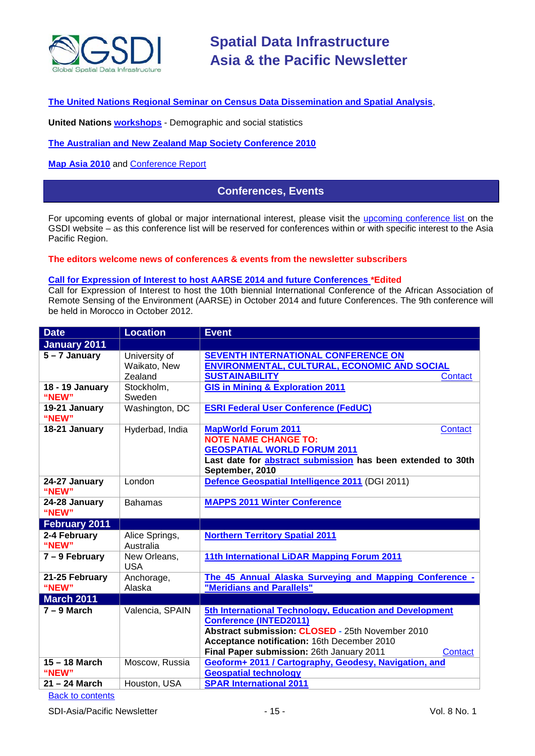**The United Nations Regional Seminar on Census Data Dissemination and Spatial Analysis**,

**United Nations workshops** - Demographic and social statistics

**The Australian and New Zealand Map Society Conference 2010**

**Map Asia 2010** and Conference Report

## Conferences, Events

For upcoming events of global or major international interest, please visit the upcoming conference list on the GSDI website – as this conference list will be reserved for conferences within or with specific interest to the Asia Pacific Region.

**The editors welcome news of conferences & events from the newsletter subscribers**

**Call for Expression of Interest to host AARSE 2014 and future Conferences \*Edited**
Call for Expression of Interest to host the 10th biennial International Conference of the African Association of Remote Sensing of the Environment (AARSE) in October 2014 and future Conferences. The 9th conference will be held in Morocco in October 2012.

| Date | Location | Event |
|---|---|---|
| **January 2011** | | |
| **5 – 7 January** | University of Waikato, New Zealand | **SEVENTH INTERNATIONAL CONFERENCE ON ENVIRONMENTAL, CULTURAL, ECONOMIC AND SOCIAL SUSTAINABILITY** Contact |
| **18 - 19 January "NEW"** | Stockholm, Sweden | **GIS in Mining & Exploration 2011** |
| **19-21 January "NEW"** | Washington, DC | **ESRI Federal User Conference (FedUC)** |
| **18-21 January** | Hyderbad, India | **MapWorld Forum 2011** Contact<br>**NOTE NAME CHANGE TO:**<br>**GEOSPATIAL WORLD FORUM 2011**<br>**Last date for abstract submission has been extended to 30th September, 2010** |
| **24-27 January "NEW"** | London | **Defence Geospatial Intelligence 2011** (DGI 2011) |
| **24-28 January "NEW"** | Bahamas | **MAPPS 2011 Winter Conference** |
| **February 2011** | | |
| **2-4 February "NEW"** | Alice Springs, Australia | **Northern Territory Spatial 2011** |
| **7 – 9 February** | New Orleans, USA | **11th International LiDAR Mapping Forum 2011** |
| **21-25 February "NEW"** | Anchorage, Alaska | **The 45 Annual Alaska Surveying and Mapping Conference - "Meridians and Parallels"** |
| **March 2011** | | |
| **7 – 9 March** | Valencia, SPAIN | **5th International Technology, Education and Development Conference (INTED2011)**<br>**Abstract submission: CLOSED -** 25th November 2010<br>**Acceptance notification:** 16th December 2010<br>**Final Paper submission:** 26th January 2011 Contact |
| **15 – 18 March "NEW"** | Moscow, Russia | **Geoform+ 2011 / Cartography, Geodesy, Navigation, and Geospatial technology** |
| **21 – 24 March** | Houston, USA | **SPAR International 2011** |

Back to contents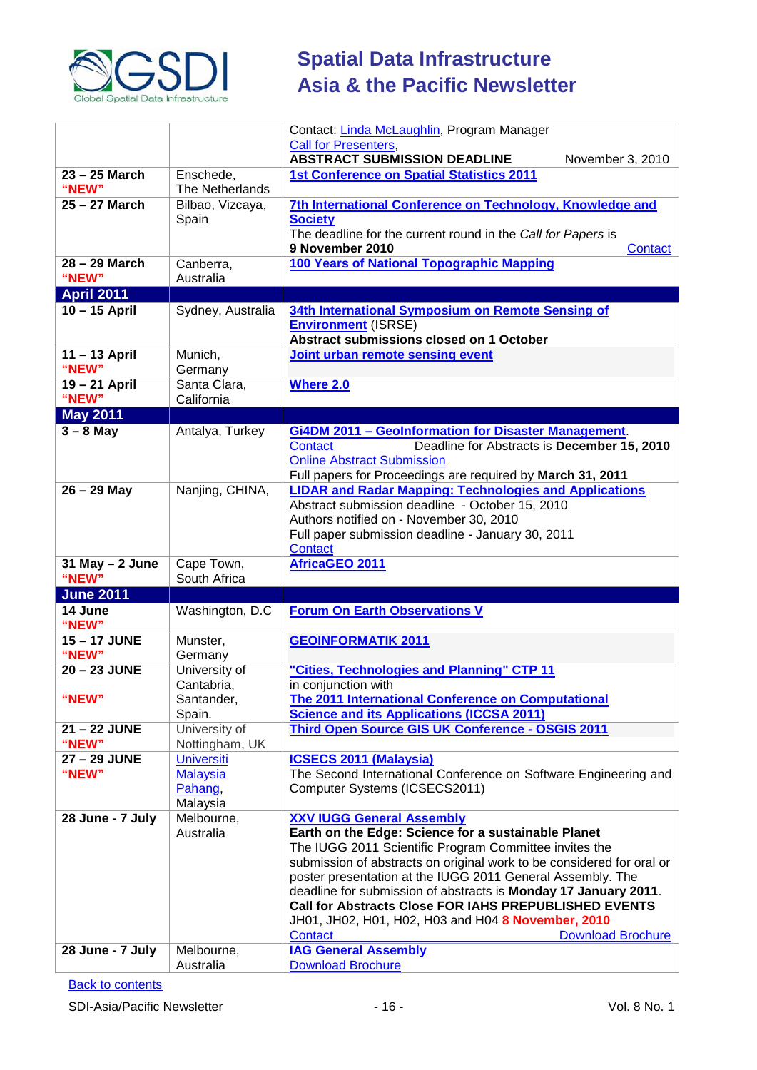| | | |
|---|---|---|
| | | Contact: Linda McLaughlin, Program Manager<br>Call for Presenters,<br>**ABSTRACT SUBMISSION DEADLINE** November 3, 2010 |
| **23 – 25 March "NEW"** | Enschede, The Netherlands | **1st Conference on Spatial Statistics 2011** |
| **25 – 27 March** | Bilbao, Vizcaya, Spain | **7th International Conference on Technology, Knowledge and Society**<br>The deadline for the current round in the *Call for Papers* is **9 November 2010** Contact |
| **28 – 29 March "NEW"** | Canberra, Australia | **100 Years of National Topographic Mapping** |
| **April 2011** | | |
| **10 – 15 April** | Sydney, Australia | **34th International Symposium on Remote Sensing of Environment** (ISRSE)<br>**Abstract submissions closed on 1 October** |
| **11 – 13 April "NEW"** | Munich, Germany | **Joint urban remote sensing event** |
| **19 – 21 April "NEW"** | Santa Clara, California | **Where 2.0** |
| **May 2011** | | |
| **3 – 8 May** | Antalya, Turkey | **Gi4DM 2011 – GeoInformation for Disaster Management**.<br>Contact Deadline for Abstracts is **December 15, 2010**<br>Online Abstract Submission<br>Full papers for Proceedings are required by **March 31, 2011** |
| **26 – 29 May** | Nanjing, CHINA, | **LIDAR and Radar Mapping: Technologies and Applications**<br>Abstract submission deadline - October 15, 2010<br>Authors notified on - November 30, 2010<br>Full paper submission deadline - January 30, 2011<br>Contact |
| **31 May – 2 June "NEW"** | Cape Town, South Africa | **AfricaGEO 2011** |
| **June 2011** | | |
| **14 June "NEW"** | Washington, D.C | **Forum On Earth Observations V** |
| **15 – 17 JUNE "NEW"** | Munster, Germany | **GEOINFORMATIK 2011** |
| **20 – 23 JUNE "NEW"** | University of Cantabria, Santander, Spain. | **"Cities, Technologies and Planning" CTP 11**<br>in conjunction with<br>**The 2011 International Conference on Computational Science and its Applications (ICCSA 2011)** |
| **21 – 22 JUNE "NEW"** | University of Nottingham, UK | **Third Open Source GIS UK Conference - OSGIS 2011** |
| **27 – 29 JUNE "NEW"** | Universiti Malaysia Pahang, Malaysia | **ICSECS 2011 (Malaysia)**<br>The Second International Conference on Software Engineering and Computer Systems (ICSECS2011) |
| **28 June - 7 July** | Melbourne, Australia | **XXV IUGG General Assembly**<br>**Earth on the Edge: Science for a sustainable Planet**<br>The IUGG 2011 Scientific Program Committee invites the submission of abstracts on original work to be considered for oral or poster presentation at the IUGG 2011 General Assembly. The deadline for submission of abstracts is **Monday 17 January 2011**.<br>**Call for Abstracts Close FOR IAHS PREPUBLISHED EVENTS** JH01, JH02, H01, H02, H03 and H04 **8 November, 2010**<br>Contact Download Brochure |
| **28 June - 7 July** | Melbourne, Australia | **IAG General Assembly**<br>Download Brochure |

Back to contents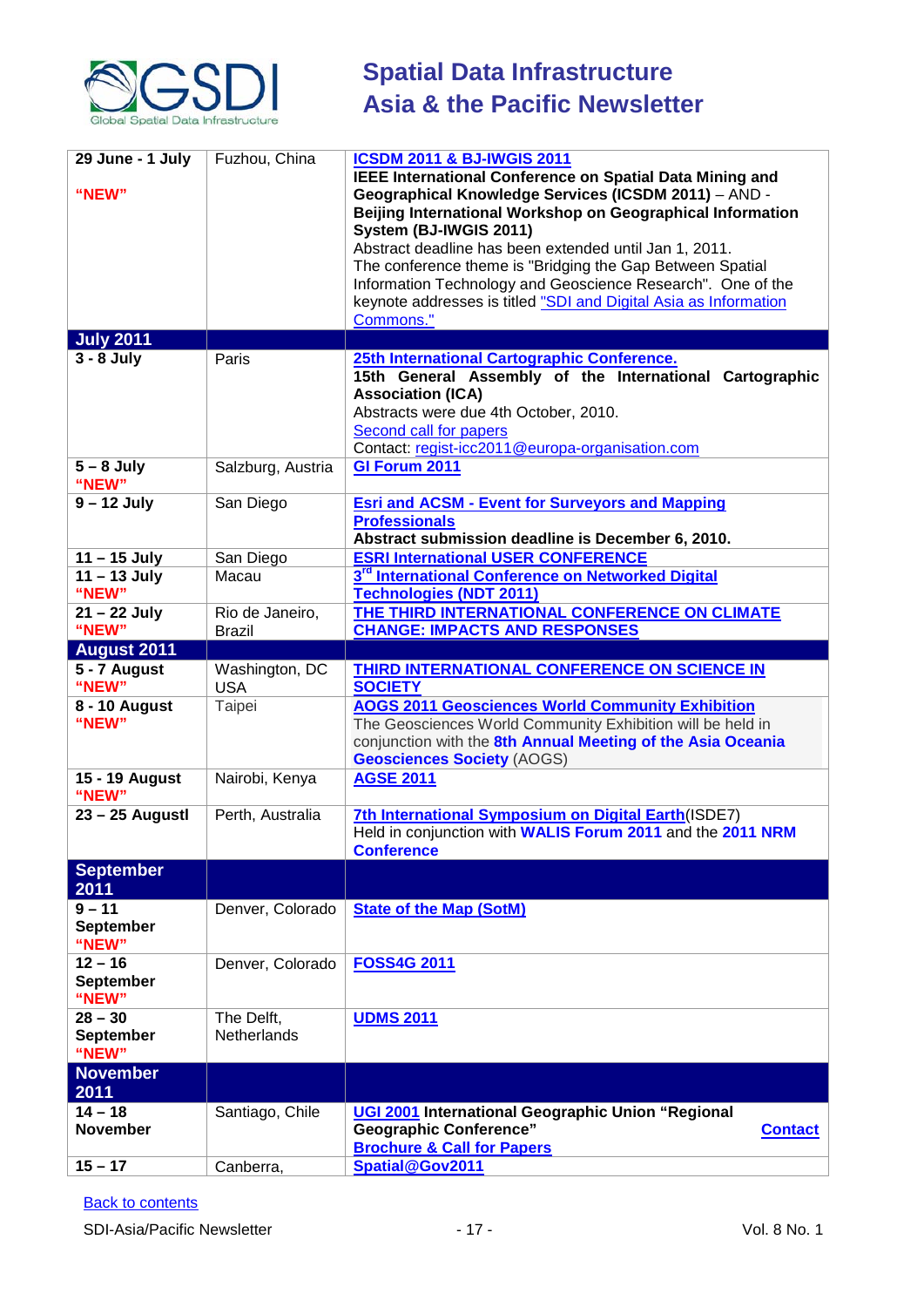| 29 June - 1 July<br><br>**"NEW"** | Fuzhou, China | **ICSDM 2011 & BJ-IWGIS 2011**<br>**IEEE International Conference on Spatial Data Mining and Geographical Knowledge Services (ICSDM 2011)** – AND - **Beijing International Workshop on Geographical Information System (BJ-IWGIS 2011)**<br>Abstract deadline has been extended until Jan 1, 2011.<br>The conference theme is "Bridging the Gap Between Spatial Information Technology and Geoscience Research". One of the keynote addresses is titled "SDI and Digital Asia as Information Commons." |
|---|---|---|
| **July 2011** | | |
| **3 - 8 July** | Paris | **25th International Cartographic Conference.**<br>**15th General Assembly of the International Cartographic Association (ICA)**<br>Abstracts were due 4th October, 2010.<br>Second call for papers<br>Contact: regist-icc2011@europa-organisation.com |
| **5 – 8 July**<br>**"NEW"** | Salzburg, Austria | **GI Forum 2011** |
| **9 – 12 July** | San Diego | **Esri and ACSM - Event for Surveyors and Mapping Professionals**<br>**Abstract submission deadline is December 6, 2010.** |
| **11 – 15 July** | San Diego | **ESRI International USER CONFERENCE** |
| **11 – 13 July**<br>**"NEW"** | Macau | **3rd International Conference on Networked Digital Technologies (NDT 2011)** |
| **21 – 22 July**<br>**"NEW"** | Rio de Janeiro, Brazil | **THE THIRD INTERNATIONAL CONFERENCE ON CLIMATE CHANGE: IMPACTS AND RESPONSES** |
| **August 2011** | | |
| **5 - 7 August**<br>**"NEW"** | Washington, DC USA | **THIRD INTERNATIONAL CONFERENCE ON SCIENCE IN SOCIETY** |
| **8 - 10 August**<br>**"NEW"** | Taipei | **AOGS 2011 Geosciences World Community Exhibition**<br>The Geosciences World Community Exhibition will be held in conjunction with the **8th Annual Meeting of the Asia Oceania Geosciences Society** (AOGS) |
| **15 - 19 August**<br>**"NEW"** | Nairobi, Kenya | **AGSE 2011** |
| **23 – 25 Augustl** | Perth, Australia | **7th International Symposium on Digital Earth**(ISDE7)<br>Held in conjunction with **WALIS Forum 2011** and the **2011 NRM Conference** |
| **September 2011** | | |
| **9 – 11 September**<br>**"NEW"** | Denver, Colorado | **State of the Map (SotM)** |
| **12 – 16 September**<br>**"NEW"** | Denver, Colorado | **FOSS4G 2011** |
| **28 – 30 September**<br>**"NEW"** | The Delft, Netherlands | **UDMS 2011** |
| **November 2011** | | |
| **14 – 18 November** | Santiago, Chile | **UGI 2001 International Geographic Union "Regional Geographic Conference"** **Contact**<br>**Brochure & Call for Papers** |
| **15 – 17** | Canberra, | **Spatial@Gov2011** |

Back to contents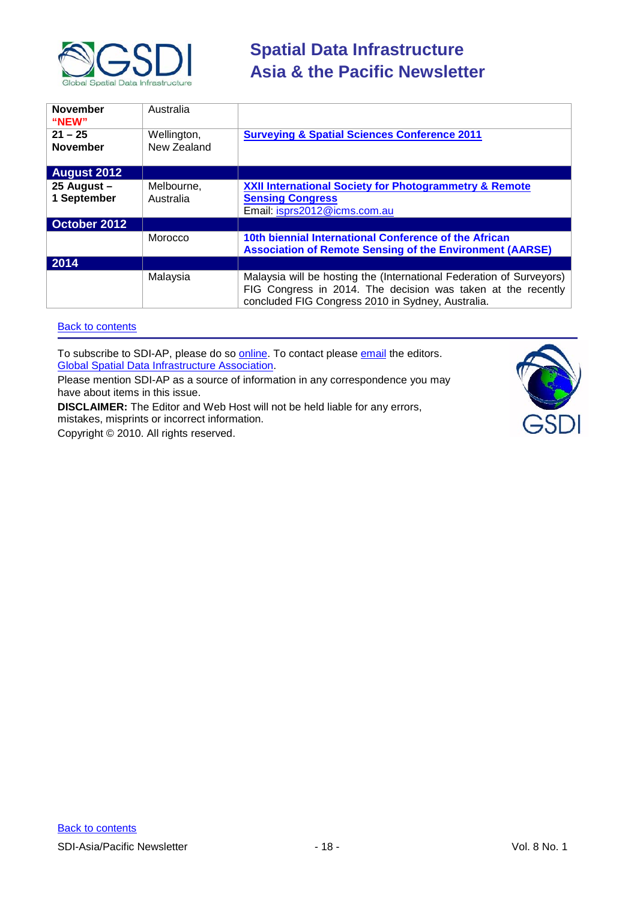| | | |
|---|---|---|
| **November** **"NEW"** | Australia | |
| **21 – 25 November** | Wellington, New Zealand | **Surveying & Spatial Sciences Conference 2011** |
| **August 2012** | | |
| **25 August – 1 September** | Melbourne, Australia | **XXII International Society for Photogrammetry & Remote Sensing Congress** Email: isprs2012@icms.com.au |
| **October 2012** | | |
| | Morocco | **10th biennial International Conference of the African Association of Remote Sensing of the Environment (AARSE)** |
| **2014** | | |
| | Malaysia | Malaysia will be hosting the (International Federation of Surveyors) FIG Congress in 2014. The decision was taken at the recently concluded FIG Congress 2010 in Sydney, Australia. |

Back to contents

To subscribe to SDI-AP, please do so online. To contact please email the editors. Global Spatial Data Infrastructure Association.

Please mention SDI-AP as a source of information in any correspondence you may have about items in this issue.

**DISCLAIMER:** The Editor and Web Host will not be held liable for any errors, mistakes, misprints or incorrect information.

Copyright © 2010. All rights reserved.

Back to contents